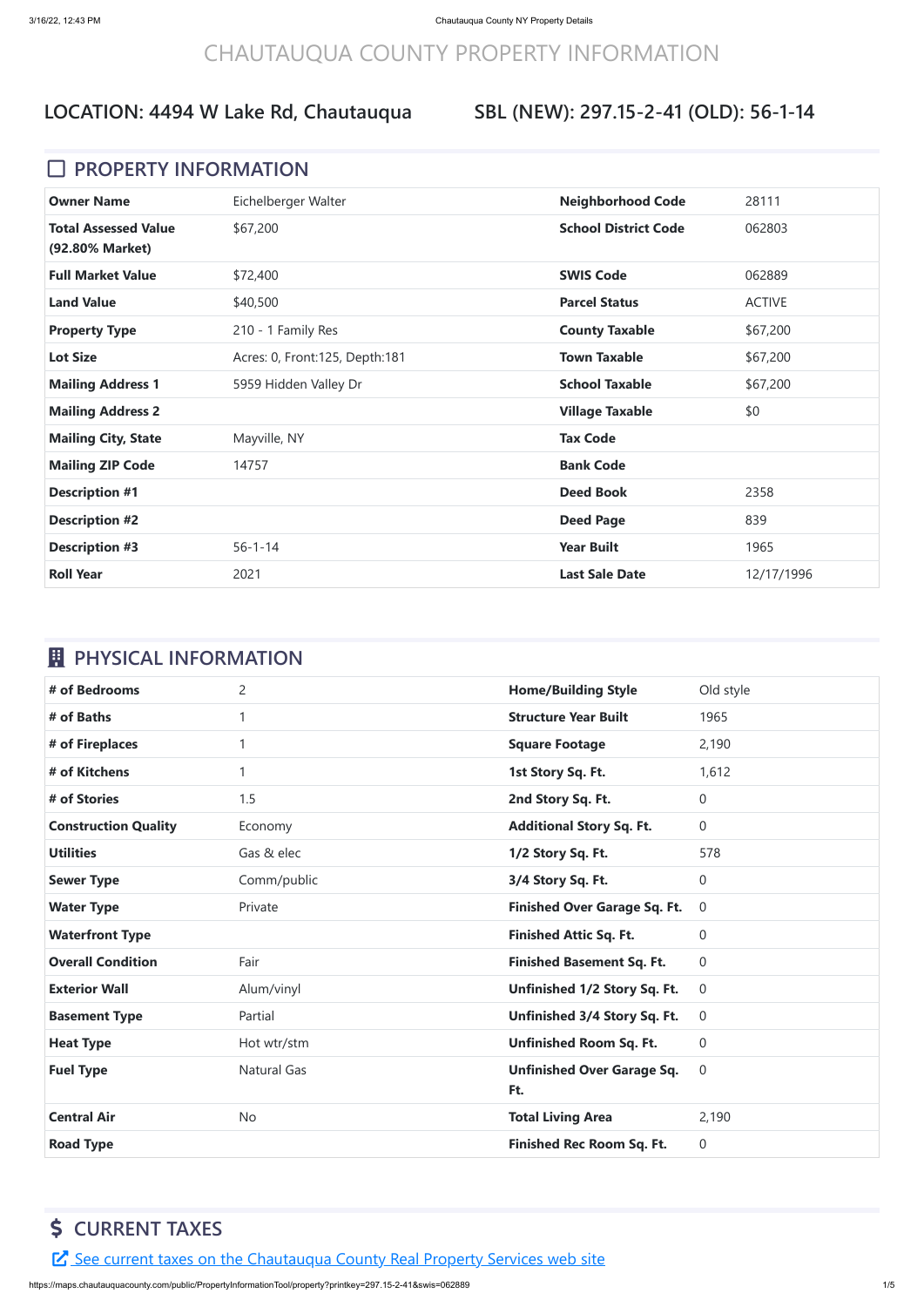# CHAUTAUQUA COUNTY PROPERTY INFORMATION

## LOCATION: 4494 W Lake Rd, Chautauqua

## SBL (NEW): 297.15-2-41 (OLD): 56-1-14

## PROPERTY INFORMATION

| | | | |
|---|---|---|---|
| **Owner Name** | Eichelberger Walter | **Neighborhood Code** | 28111 |
| **Total Assessed Value (92.80% Market)** | $67,200 | **School District Code** | 062803 |
| **Full Market Value** | $72,400 | **SWIS Code** | 062889 |
| **Land Value** | $40,500 | **Parcel Status** | ACTIVE |
| **Property Type** | 210 - 1 Family Res | **County Taxable** | $67,200 |
| **Lot Size** | Acres: 0, Front:125, Depth:181 | **Town Taxable** | $67,200 |
| **Mailing Address 1** | 5959 Hidden Valley Dr | **School Taxable** | $67,200 |
| **Mailing Address 2** | | **Village Taxable** | $0 |
| **Mailing City, State** | Mayville, NY | **Tax Code** | |
| **Mailing ZIP Code** | 14757 | **Bank Code** | |
| **Description #1** | | **Deed Book** | 2358 |
| **Description #2** | | **Deed Page** | 839 |
| **Description #3** | 56-1-14 | **Year Built** | 1965 |
| **Roll Year** | 2021 | **Last Sale Date** | 12/17/1996 |

## PHYSICAL INFORMATION

| | | | |
|---|---|---|---|
| **# of Bedrooms** | 2 | **Home/Building Style** | Old style |
| **# of Baths** | 1 | **Structure Year Built** | 1965 |
| **# of Fireplaces** | 1 | **Square Footage** | 2,190 |
| **# of Kitchens** | 1 | **1st Story Sq. Ft.** | 1,612 |
| **# of Stories** | 1.5 | **2nd Story Sq. Ft.** | 0 |
| **Construction Quality** | Economy | **Additional Story Sq. Ft.** | 0 |
| **Utilities** | Gas & elec | **1/2 Story Sq. Ft.** | 578 |
| **Sewer Type** | Comm/public | **3/4 Story Sq. Ft.** | 0 |
| **Water Type** | Private | **Finished Over Garage Sq. Ft.** | 0 |
| **Waterfront Type** | | **Finished Attic Sq. Ft.** | 0 |
| **Overall Condition** | Fair | **Finished Basement Sq. Ft.** | 0 |
| **Exterior Wall** | Alum/vinyl | **Unfinished 1/2 Story Sq. Ft.** | 0 |
| **Basement Type** | Partial | **Unfinished 3/4 Story Sq. Ft.** | 0 |
| **Heat Type** | Hot wtr/stm | **Unfinished Room Sq. Ft.** | 0 |
| **Fuel Type** | Natural Gas | **Unfinished Over Garage Sq. Ft.** | 0 |
| **Central Air** | No | **Total Living Area** | 2,190 |
| **Road Type** | | **Finished Rec Room Sq. Ft.** | 0 |

## $ CURRENT TAXES

See current taxes on the Chautauqua County Real Property Services web site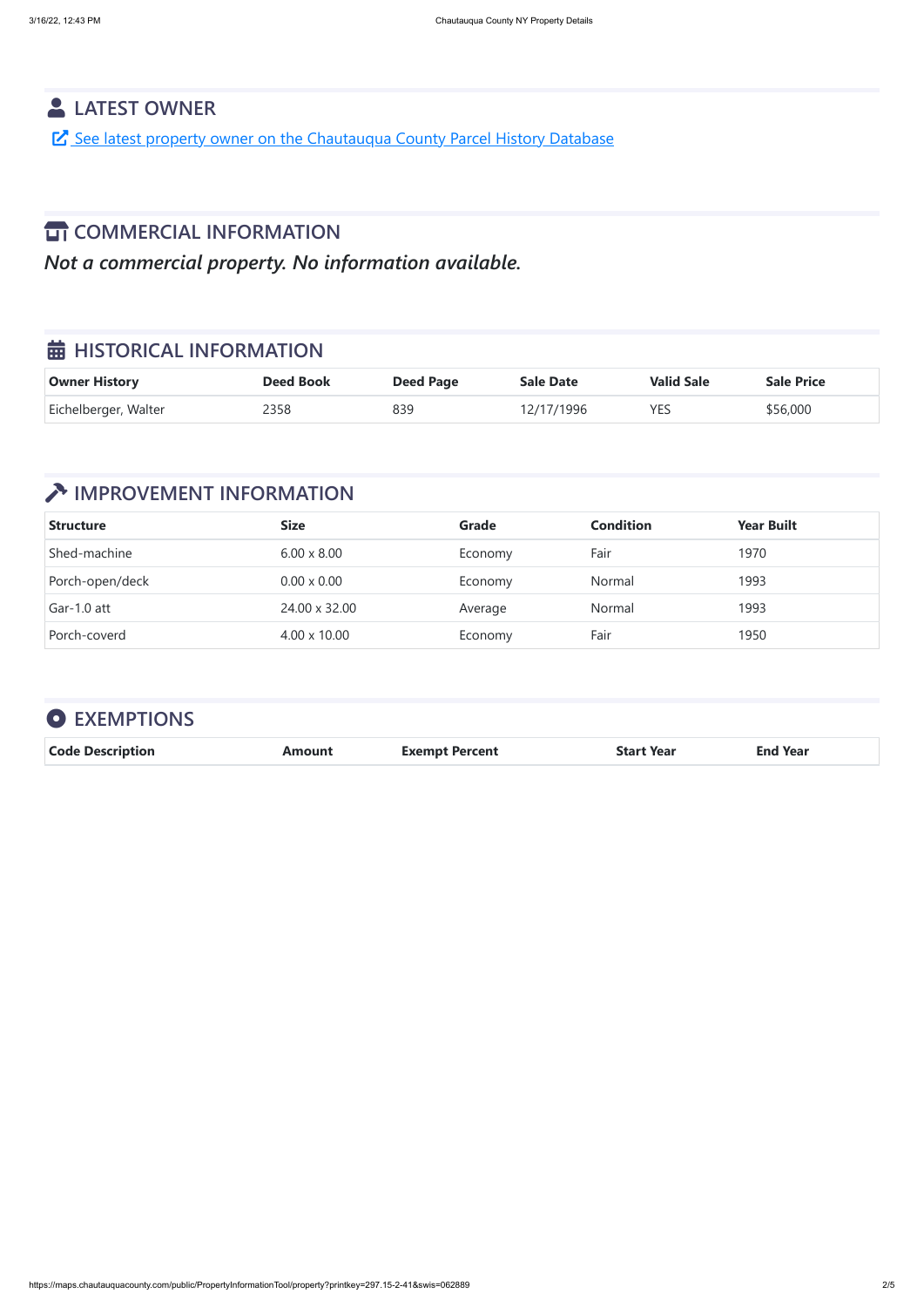## LATEST OWNER

[See latest property owner on the Chautauqua County Parcel History Database]

## COMMERCIAL INFORMATION

*Not a commercial property. No information available.*

## HISTORICAL INFORMATION

| Owner History | Deed Book | Deed Page | Sale Date | Valid Sale | Sale Price |
|---|---|---|---|---|---|
| Eichelberger, Walter | 2358 | 839 | 12/17/1996 | YES | $56,000 |

## IMPROVEMENT INFORMATION

| Structure | Size | Grade | Condition | Year Built |
|---|---|---|---|---|
| Shed-machine | 6.00 x 8.00 | Economy | Fair | 1970 |
| Porch-open/deck | 0.00 x 0.00 | Economy | Normal | 1993 |
| Gar-1.0 att | 24.00 x 32.00 | Average | Normal | 1993 |
| Porch-coverd | 4.00 x 10.00 | Economy | Fair | 1950 |

## EXEMPTIONS

| Code Description | Amount | Exempt Percent | Start Year | End Year |
|---|---|---|---|---|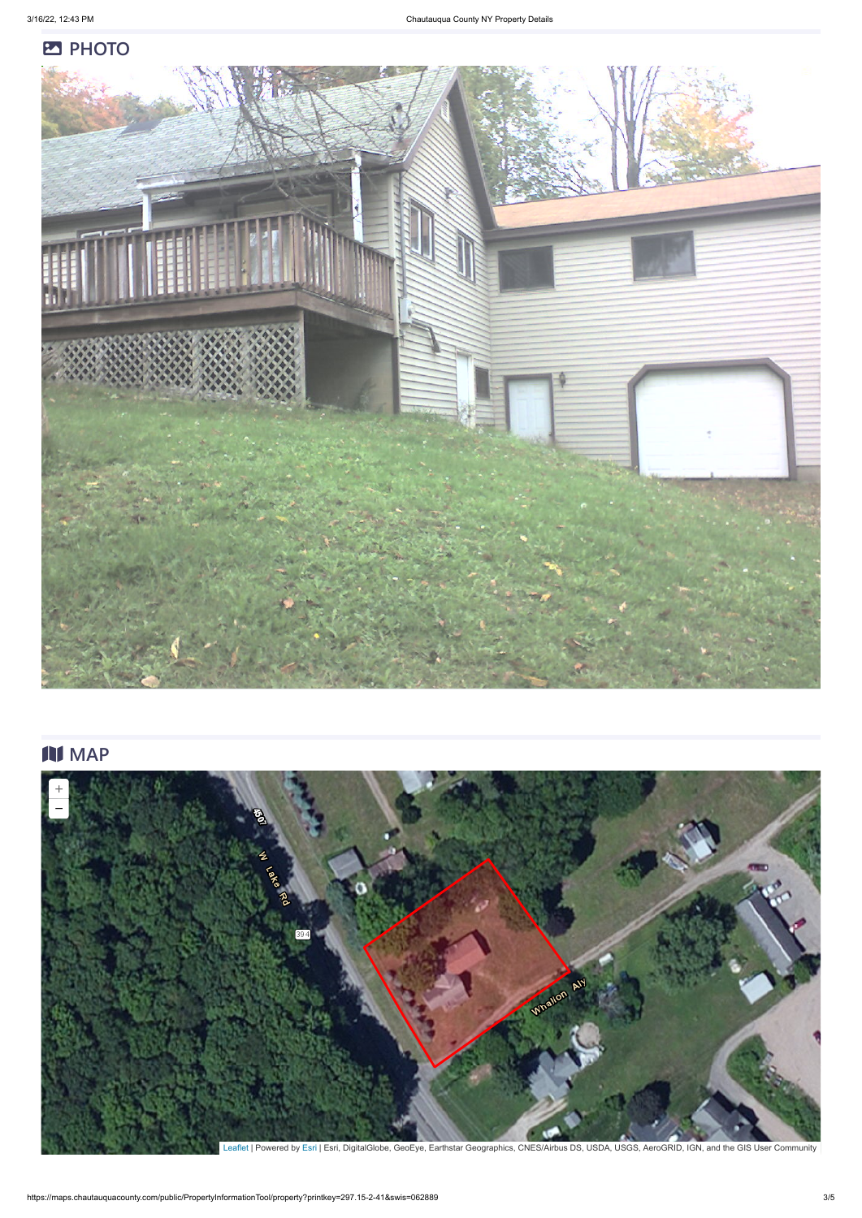## PHOTO

## MAP

Leaflet | Powered by Esri | Esri, DigitalGlobe, GeoEye, Earthstar Geographics, CNES/Airbus DS, USDA, USGS, AeroGRID, IGN, and the GIS User Community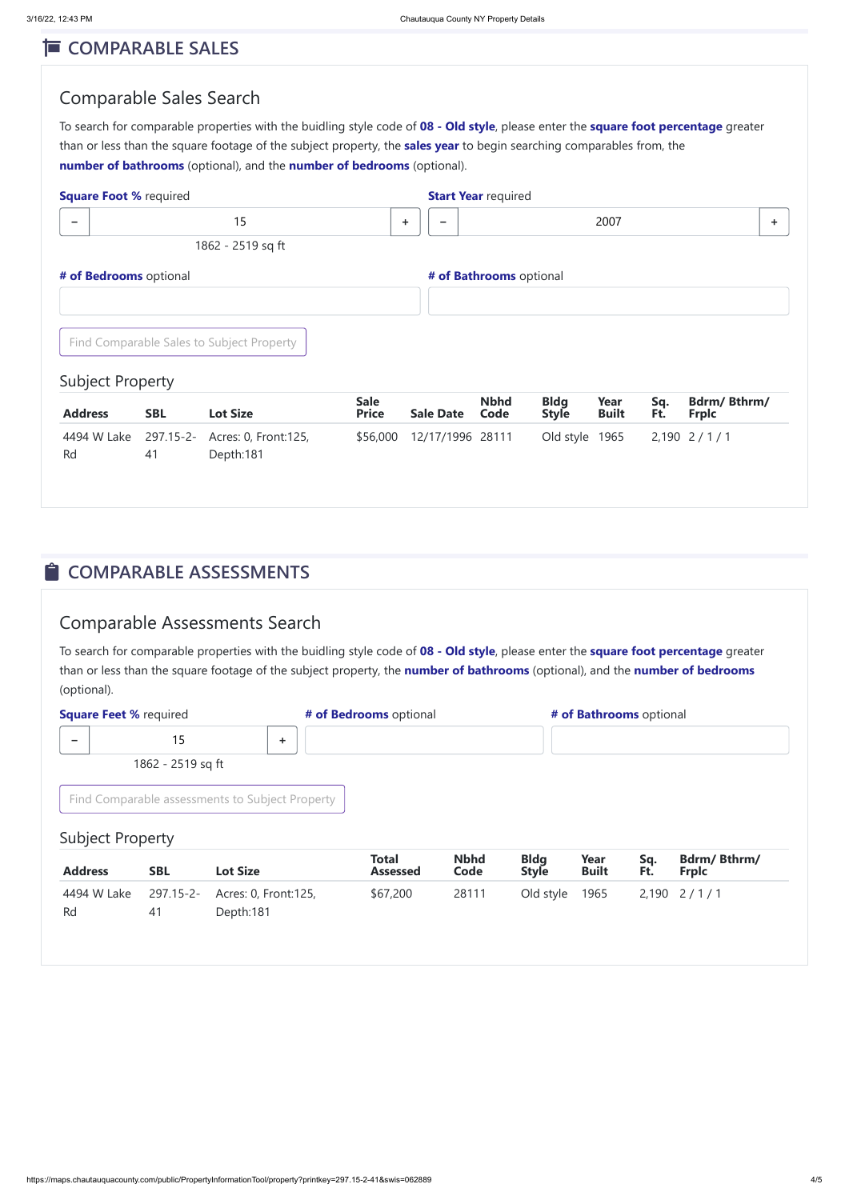## COMPARABLE SALES

### Comparable Sales Search

To search for comparable properties with the buidling style code of **08 - Old style**, please enter the **square foot percentage** greater than or less than the square footage of the subject property, the **sales year** to begin searching comparables from, the **number of bathrooms** (optional), and the **number of bedrooms** (optional).

**Square Foot %** required

− 15 +

1862 - 2519 sq ft

**Start Year** required

− 2007 +

**# of Bedrooms** optional

**# of Bathrooms** optional

Find Comparable Sales to Subject Property

### Subject Property

| Address | SBL | Lot Size | Sale Price | Sale Date | Nbhd Code | Bldg Style | Year Built | Sq. Ft. | Bdrm/ Bthrm/ Frplc |
|---|---|---|---|---|---|---|---|---|---|
| 4494 W Lake Rd | 297.15-2-41 | Acres: 0, Front:125, Depth:181 | $56,000 | 12/17/1996 | 28111 | Old style | 1965 | 2,190 | 2 / 1 / 1 |

## COMPARABLE ASSESSMENTS

### Comparable Assessments Search

To search for comparable properties with the buidling style code of **08 - Old style**, please enter the **square foot percentage** greater than or less than the square footage of the subject property, the **number of bathrooms** (optional), and the **number of bedrooms** (optional).

**Square Feet %** required

− 15 +

1862 - 2519 sq ft

**# of Bedrooms** optional

**# of Bathrooms** optional

Find Comparable assessments to Subject Property

### Subject Property

| Address | SBL | Lot Size | Total Assessed | Nbhd Code | Bldg Style | Year Built | Sq. Ft. | Bdrm/ Bthrm/ Frplc |
|---|---|---|---|---|---|---|---|---|
| 4494 W Lake Rd | 297.15-2-41 | Acres: 0, Front:125, Depth:181 | $67,200 | 28111 | Old style | 1965 | 2,190 | 2 / 1 / 1 |